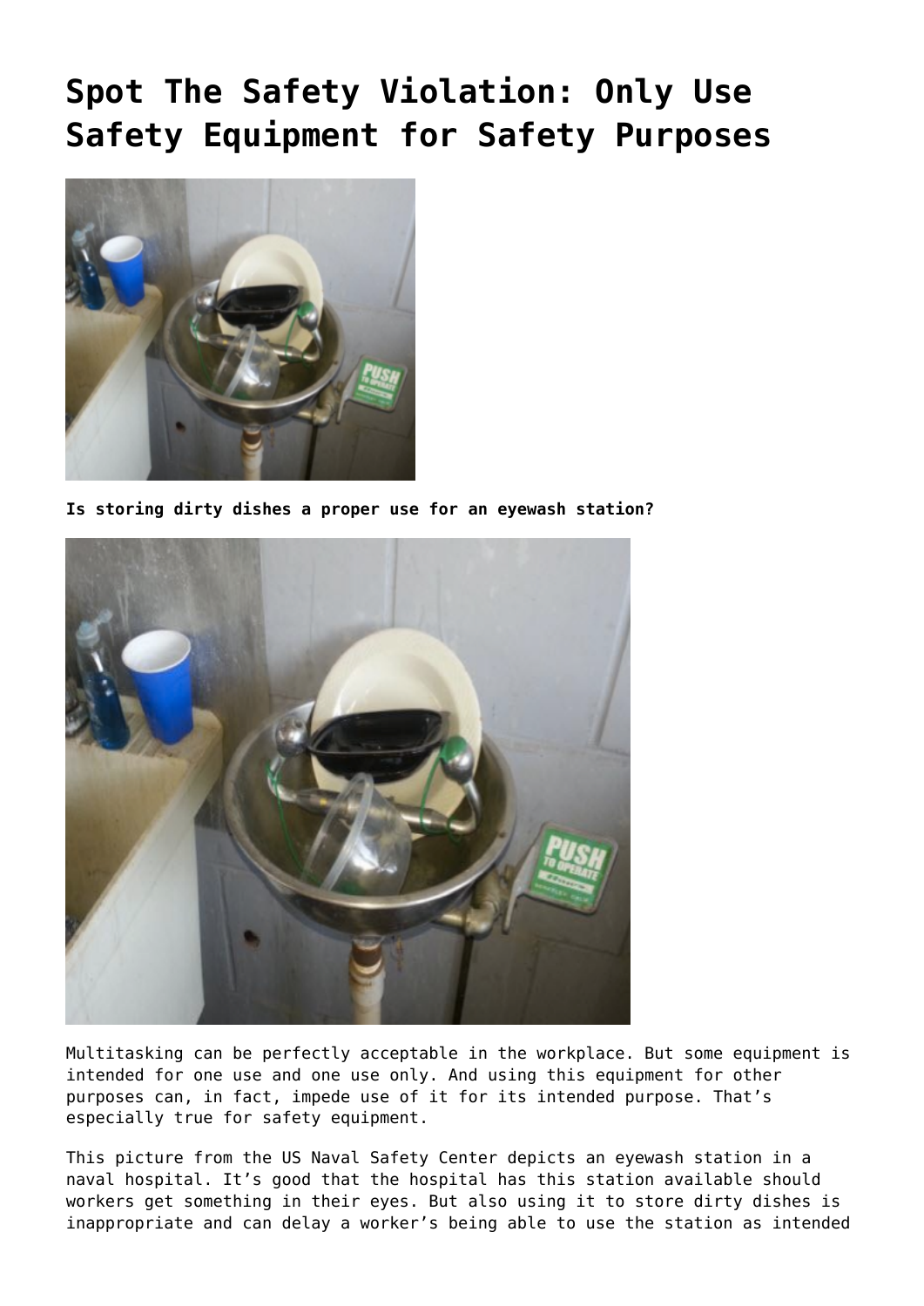# Spot The Safety Violation: Only Use Safety Equipment for Safety Purposes

**Is storing dirty dishes a proper use for an eyewash station?**

Multitasking can be perfectly acceptable in the workplace. But some equipment is intended for one use and one use only. And using this equipment for other purposes can, in fact, impede use of it for its intended purpose. That's especially true for safety equipment.

This picture from the US Naval Safety Center depicts an eyewash station in a naval hospital. It's good that the hospital has this station available should workers get something in their eyes. But also using it to store dirty dishes is inappropriate and can delay a worker's being able to use the station as intended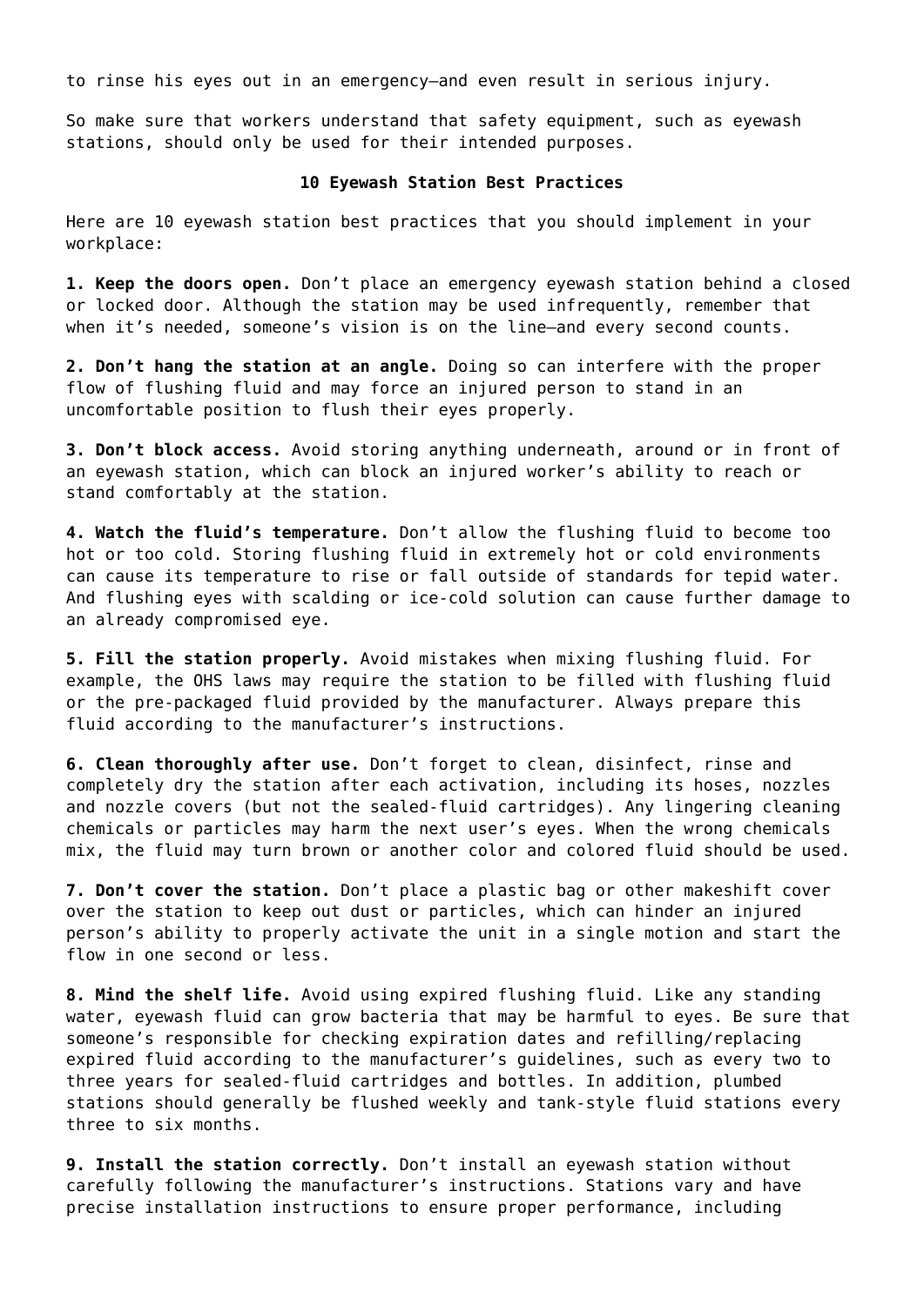to rinse his eyes out in an emergency—and even result in serious injury.

So make sure that workers understand that safety equipment, such as eyewash stations, should only be used for their intended purposes.

## 10 Eyewash Station Best Practices

Here are 10 eyewash station best practices that you should implement in your workplace:

**1. Keep the doors open.** Don't place an emergency eyewash station behind a closed or locked door. Although the station may be used infrequently, remember that when it's needed, someone's vision is on the line—and every second counts.

**2. Don't hang the station at an angle.** Doing so can interfere with the proper flow of flushing fluid and may force an injured person to stand in an uncomfortable position to flush their eyes properly.

**3. Don't block access.** Avoid storing anything underneath, around or in front of an eyewash station, which can block an injured worker's ability to reach or stand comfortably at the station.

**4. Watch the fluid's temperature.** Don't allow the flushing fluid to become too hot or too cold. Storing flushing fluid in extremely hot or cold environments can cause its temperature to rise or fall outside of standards for tepid water. And flushing eyes with scalding or ice-cold solution can cause further damage to an already compromised eye.

**5. Fill the station properly.** Avoid mistakes when mixing flushing fluid. For example, the OHS laws may require the station to be filled with flushing fluid or the pre-packaged fluid provided by the manufacturer. Always prepare this fluid according to the manufacturer's instructions.

**6. Clean thoroughly after use.** Don't forget to clean, disinfect, rinse and completely dry the station after each activation, including its hoses, nozzles and nozzle covers (but not the sealed-fluid cartridges). Any lingering cleaning chemicals or particles may harm the next user's eyes. When the wrong chemicals mix, the fluid may turn brown or another color and colored fluid should be used.

**7. Don't cover the station.** Don't place a plastic bag or other makeshift cover over the station to keep out dust or particles, which can hinder an injured person's ability to properly activate the unit in a single motion and start the flow in one second or less.

**8. Mind the shelf life.** Avoid using expired flushing fluid. Like any standing water, eyewash fluid can grow bacteria that may be harmful to eyes. Be sure that someone's responsible for checking expiration dates and refilling/replacing expired fluid according to the manufacturer's guidelines, such as every two to three years for sealed-fluid cartridges and bottles. In addition, plumbed stations should generally be flushed weekly and tank-style fluid stations every three to six months.

**9. Install the station correctly.** Don't install an eyewash station without carefully following the manufacturer's instructions. Stations vary and have precise installation instructions to ensure proper performance, including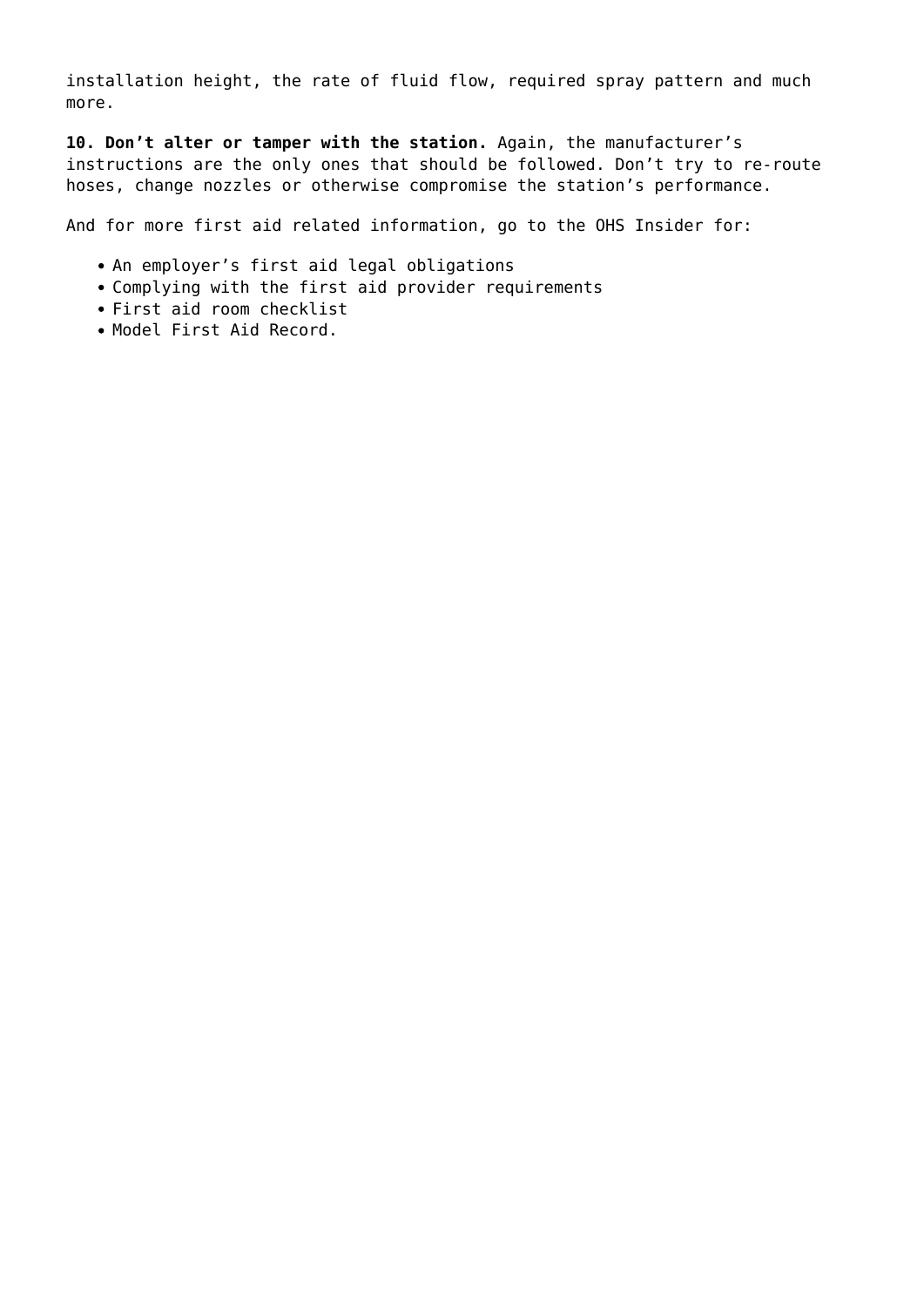installation height, the rate of fluid flow, required spray pattern and much more.

**10. Don't alter or tamper with the station.** Again, the manufacturer's instructions are the only ones that should be followed. Don't try to re-route hoses, change nozzles or otherwise compromise the station's performance.

And for more first aid related information, go to the OHS Insider for:

- An employer's first aid legal obligations
- Complying with the first aid provider requirements
- First aid room checklist
- Model First Aid Record.